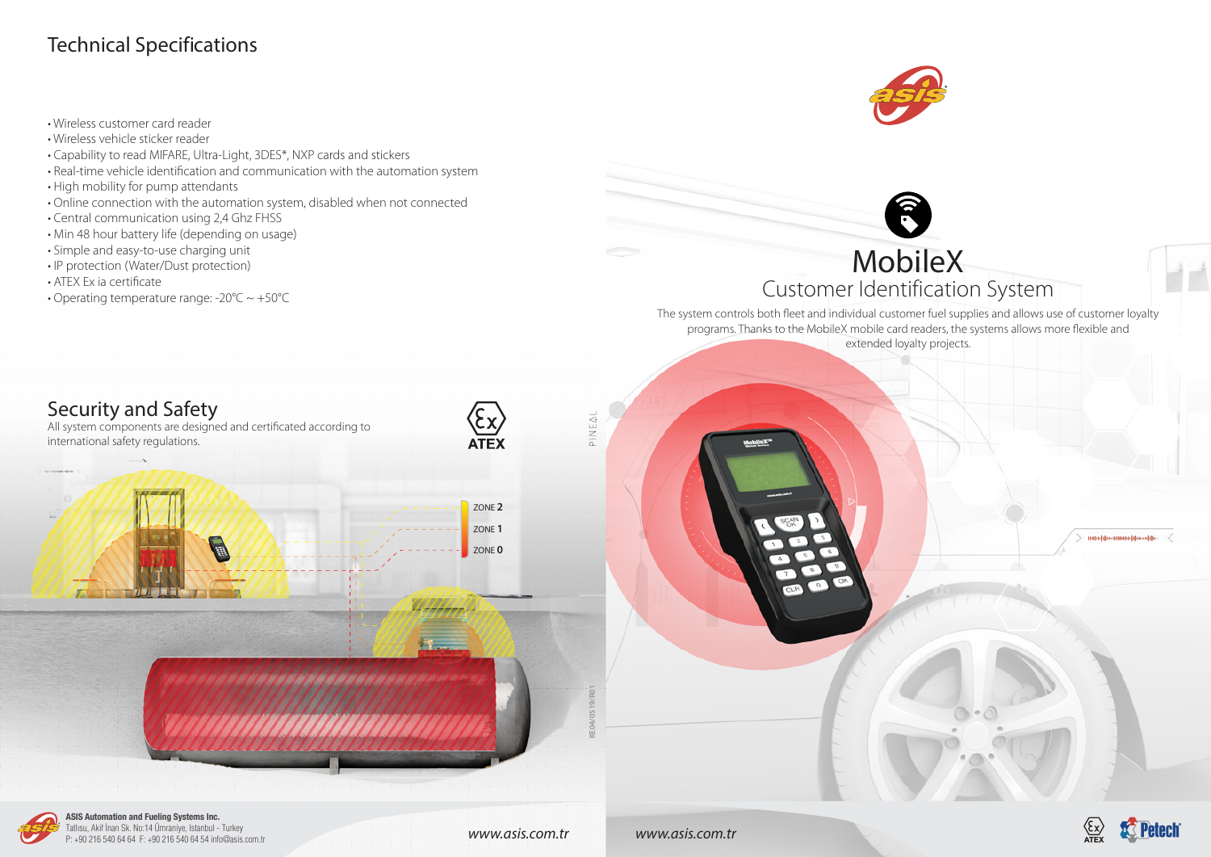## Technical Specifications

- Wireless customer card reader
- Wireless vehicle sticker reader
- Capability to read MIFARE, Ultra-Light, 3DES*, NXP cards and stickers
- Real-time vehicle identification and communication with the automation system
- High mobility for pump attendants
- Online connection with the automation system, disabled when not connected
- Central communication using 2,4 Ghz FHSS
- Min 48 hour battery life (depending on usage)
- Simple and easy-to-use charging unit
- IP protection (Water/Dust protection)
- ATEX Ex ia certificate
- Operating temperature range: -20°C ~ +50°C

## Security and Safety

All system components are designed and certificated according to international safety regulations.

ATEX

ZONE 2
ZONE 1
ZONE 0

**ASIS Automation and Fueling Systems Inc.**
Tatlısu, Akif İnan Sk. No:14 Ümraniye, İstanbul - Turkey
P: +90 216 540 64 64 F: +90 216 540 64 54 info@asis.com.tr

*www.asis.com.tr*

# MobileX

## Customer Identification System

The system controls both fleet and individual customer fuel supplies and allows use of customer loyalty programs. Thanks to the MobileX mobile card readers, the systems allows more flexible and extended loyalty projects.

*www.asis.com.tr*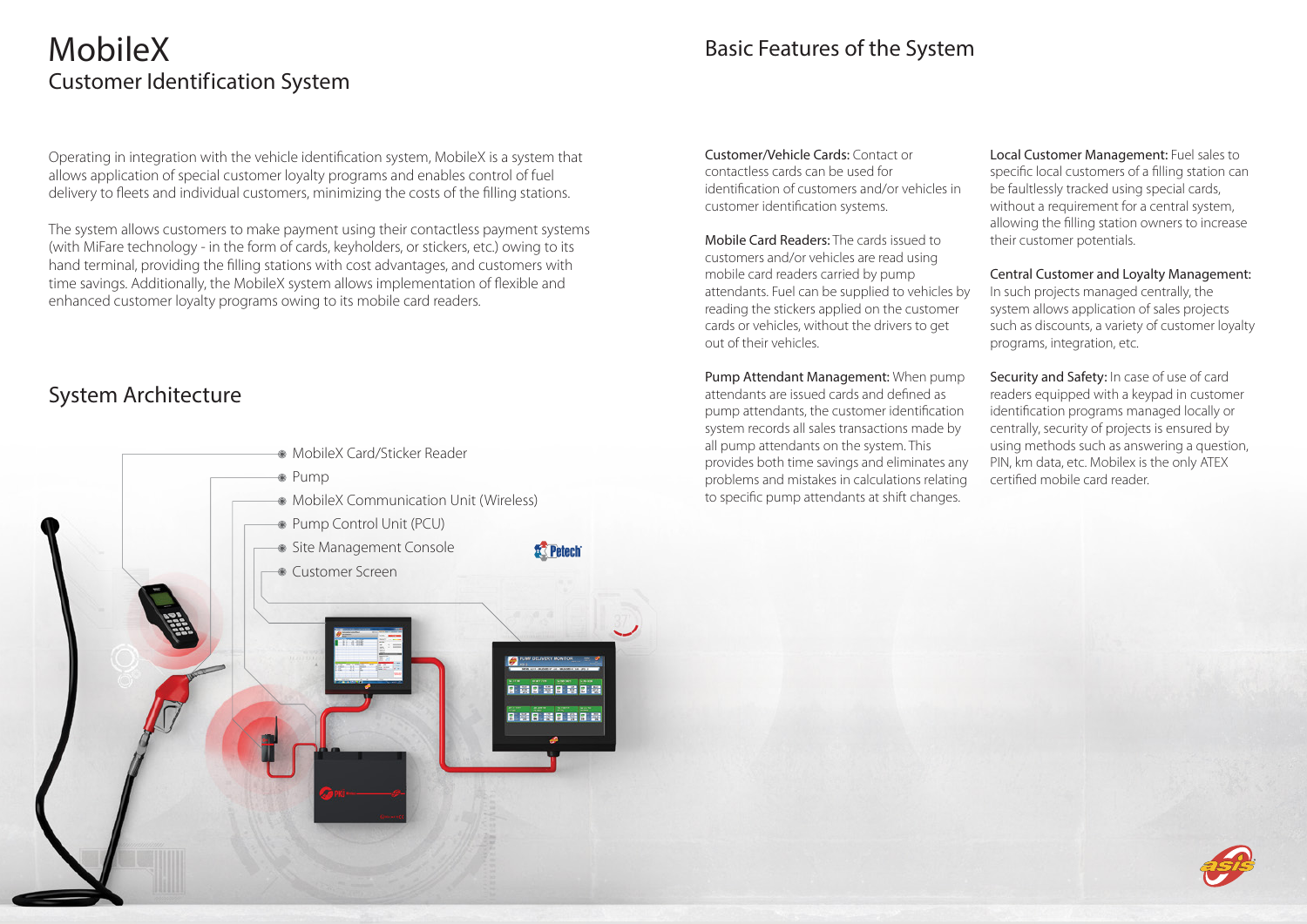# MobileX

## Customer Identification System

Operating in integration with the vehicle identification system, MobileX is a system that allows application of special customer loyalty programs and enables control of fuel delivery to fleets and individual customers, minimizing the costs of the filling stations.

The system allows customers to make payment using their contactless payment systems (with MiFare technology - in the form of cards, keyholders, or stickers, etc.) owing to its hand terminal, providing the filling stations with cost advantages, and customers with time savings. Additionally, the MobileX system allows implementation of flexible and enhanced customer loyalty programs owing to its mobile card readers.

## System Architecture

- MobileX Card/Sticker Reader
- Pump
- MobileX Communication Unit (Wireless)
- Pump Control Unit (PCU)
- Site Management Console
- Customer Screen

## Basic Features of the System

**Customer/Vehicle Cards:** Contact or contactless cards can be used for identification of customers and/or vehicles in customer identification systems.

**Mobile Card Readers:** The cards issued to customers and/or vehicles are read using mobile card readers carried by pump attendants. Fuel can be supplied to vehicles by reading the stickers applied on the customer cards or vehicles, without the drivers to get out of their vehicles.

**Pump Attendant Management:** When pump attendants are issued cards and defined as pump attendants, the customer identification system records all sales transactions made by all pump attendants on the system. This provides both time savings and eliminates any problems and mistakes in calculations relating to specific pump attendants at shift changes.

**Local Customer Management:** Fuel sales to specific local customers of a filling station can be faultlessly tracked using special cards, without a requirement for a central system, allowing the filling station owners to increase their customer potentials.

**Central Customer and Loyalty Management:** In such projects managed centrally, the system allows application of sales projects such as discounts, a variety of customer loyalty programs, integration, etc.

**Security and Safety:** In case of use of card readers equipped with a keypad in customer identification programs managed locally or centrally, security of projects is ensured by using methods such as answering a question, PIN, km data, etc. Mobilex is the only ATEX certified mobile card reader.